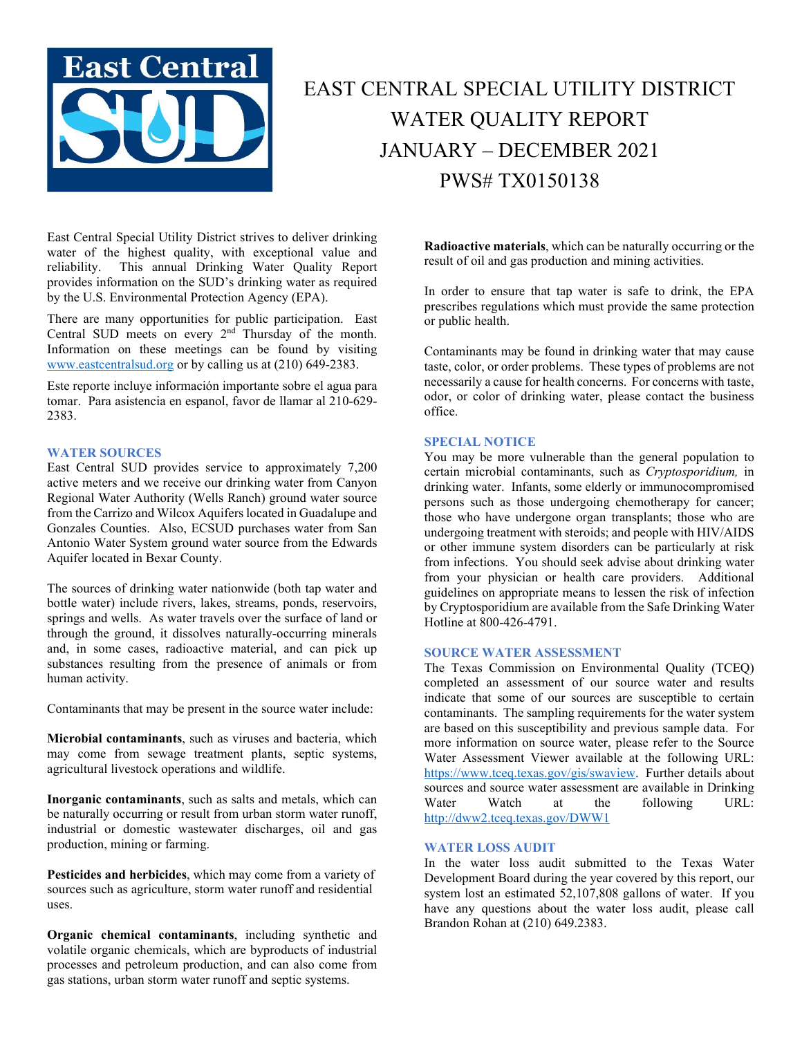# EAST CENTRAL SPECIAL UTILITY DISTRICT WATER QUALITY REPORT JANUARY – DECEMBER 2021 PWS# TX0150138

East Central Special Utility District strives to deliver drinking water of the highest quality, with exceptional value and reliability. This annual Drinking Water Quality Report provides information on the SUD's drinking water as required by the U.S. Environmental Protection Agency (EPA).

There are many opportunities for public participation. East Central SUD meets on every 2nd Thursday of the month. Information on these meetings can be found by visiting www.eastcentralsud.org or by calling us at (210) 649-2383.

Este reporte incluye información importante sobre el agua para tomar. Para asistencia en espanol, favor de llamar al 210-629-2383.

## WATER SOURCES

East Central SUD provides service to approximately 7,200 active meters and we receive our drinking water from Canyon Regional Water Authority (Wells Ranch) ground water source from the Carrizo and Wilcox Aquifers located in Guadalupe and Gonzales Counties. Also, ECSUD purchases water from San Antonio Water System ground water source from the Edwards Aquifer located in Bexar County.

The sources of drinking water nationwide (both tap water and bottle water) include rivers, lakes, streams, ponds, reservoirs, springs and wells. As water travels over the surface of land or through the ground, it dissolves naturally-occurring minerals and, in some cases, radioactive material, and can pick up substances resulting from the presence of animals or from human activity.

Contaminants that may be present in the source water include:

**Microbial contaminants**, such as viruses and bacteria, which may come from sewage treatment plants, septic systems, agricultural livestock operations and wildlife.

**Inorganic contaminants**, such as salts and metals, which can be naturally occurring or result from urban storm water runoff, industrial or domestic wastewater discharges, oil and gas production, mining or farming.

**Pesticides and herbicides**, which may come from a variety of sources such as agriculture, storm water runoff and residential uses.

**Organic chemical contaminants**, including synthetic and volatile organic chemicals, which are byproducts of industrial processes and petroleum production, and can also come from gas stations, urban storm water runoff and septic systems.

**Radioactive materials**, which can be naturally occurring or the result of oil and gas production and mining activities.

In order to ensure that tap water is safe to drink, the EPA prescribes regulations which must provide the same protection or public health.

Contaminants may be found in drinking water that may cause taste, color, or order problems. These types of problems are not necessarily a cause for health concerns. For concerns with taste, odor, or color of drinking water, please contact the business office.

## SPECIAL NOTICE

You may be more vulnerable than the general population to certain microbial contaminants, such as *Cryptosporidium,* in drinking water. Infants, some elderly or immunocompromised persons such as those undergoing chemotherapy for cancer; those who have undergone organ transplants; those who are undergoing treatment with steroids; and people with HIV/AIDS or other immune system disorders can be particularly at risk from infections. You should seek advise about drinking water from your physician or health care providers. Additional guidelines on appropriate means to lessen the risk of infection by Cryptosporidium are available from the Safe Drinking Water Hotline at 800-426-4791.

## SOURCE WATER ASSESSMENT

The Texas Commission on Environmental Quality (TCEQ) completed an assessment of our source water and results indicate that some of our sources are susceptible to certain contaminants. The sampling requirements for the water system are based on this susceptibility and previous sample data. For more information on source water, please refer to the Source Water Assessment Viewer available at the following URL: https://www.tceq.texas.gov/gis/swaview. Further details about sources and source water assessment are available in Drinking Water Watch at the following URL: http://dww2.tceq.texas.gov/DWW1

## WATER LOSS AUDIT

In the water loss audit submitted to the Texas Water Development Board during the year covered by this report, our system lost an estimated 52,107,808 gallons of water. If you have any questions about the water loss audit, please call Brandon Rohan at (210) 649.2383.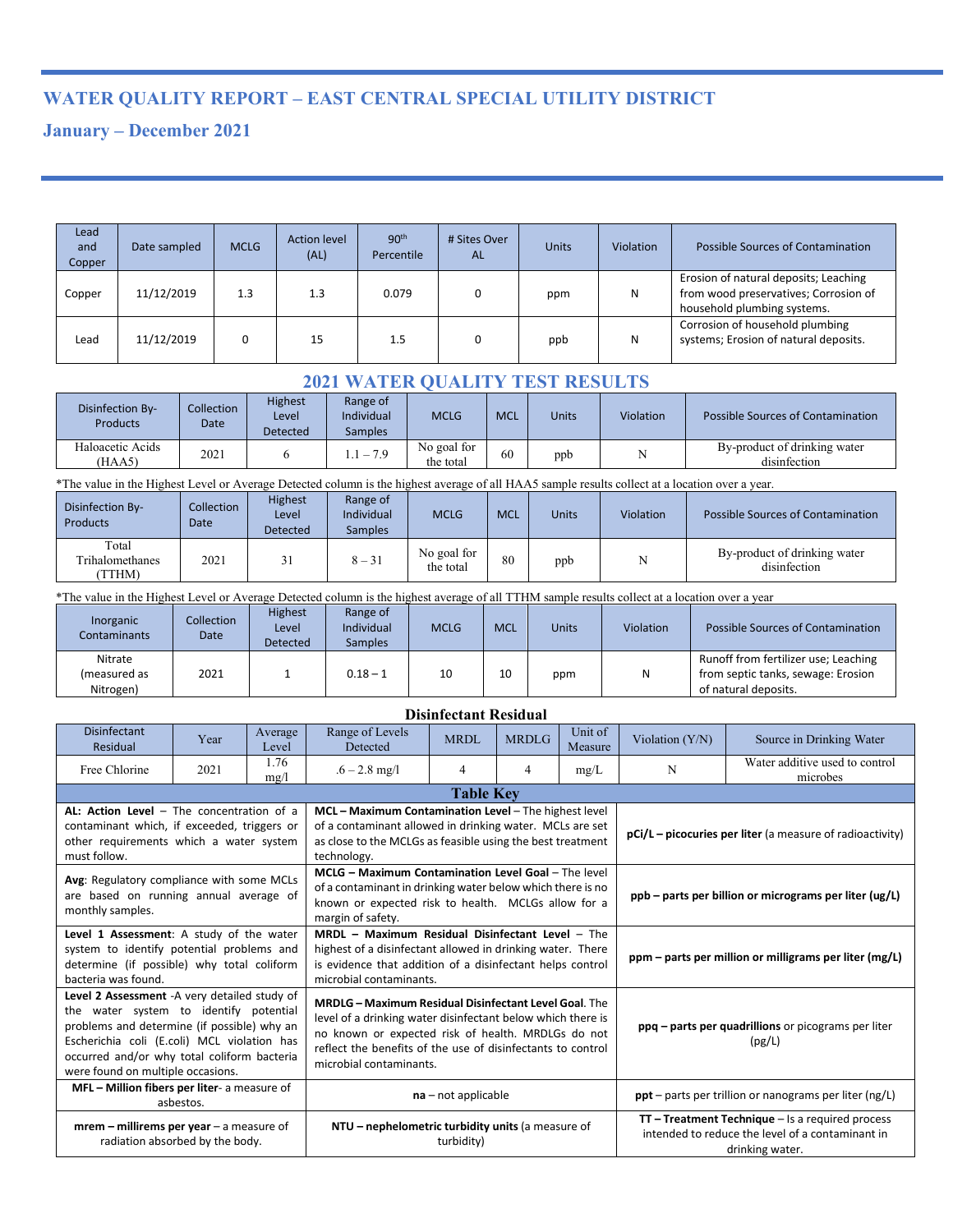# WATER QUALITY REPORT – EAST CENTRAL SPECIAL UTILITY DISTRICT

## January – December 2021

| Lead and Copper | Date sampled | MCLG | Action level (AL) | 90th Percentile | # Sites Over AL | Units | Violation | Possible Sources of Contamination |
|---|---|---|---|---|---|---|---|---|
| Copper | 11/12/2019 | 1.3 | 1.3 | 0.079 | 0 | ppm | N | Erosion of natural deposits; Leaching from wood preservatives; Corrosion of household plumbing systems. |
| Lead | 11/12/2019 | 0 | 15 | 1.5 | 0 | ppb | N | Corrosion of household plumbing systems; Erosion of natural deposits. |

## 2021 WATER QUALITY TEST RESULTS

| Disinfection By-Products | Collection Date | Highest Level Detected | Range of Individual Samples | MCLG | MCL | Units | Violation | Possible Sources of Contamination |
|---|---|---|---|---|---|---|---|---|
| Haloacetic Acids (HAA5) | 2021 | 6 | 1.1 – 7.9 | No goal for the total | 60 | ppb | N | By-product of drinking water disinfection |

*The value in the Highest Level or Average Detected column is the highest average of all HAA5 sample results collect at a location over a year.

| Disinfection By-Products | Collection Date | Highest Level Detected | Range of Individual Samples | MCLG | MCL | Units | Violation | Possible Sources of Contamination |
|---|---|---|---|---|---|---|---|---|
| Total Trihalomethanes (TTHM) | 2021 | 31 | 8 – 31 | No goal for the total | 80 | ppb | N | By-product of drinking water disinfection |

*The value in the Highest Level or Average Detected column is the highest average of all TTHM sample results collect at a location over a year

| Inorganic Contaminants | Collection Date | Highest Level Detected | Range of Individual Samples | MCLG | MCL | Units | Violation | Possible Sources of Contamination |
|---|---|---|---|---|---|---|---|---|
| Nitrate (measured as Nitrogen) | 2021 | 1 | 0.18 – 1 | 10 | 10 | ppm | N | Runoff from fertilizer use; Leaching from septic tanks, sewage: Erosion of natural deposits. |

### Disinfectant Residual

| Disinfectant Residual | Year | Average Level | Range of Levels Detected | MRDL | MRDLG | Unit of Measure | Violation (Y/N) | Source in Drinking Water |
|---|---|---|---|---|---|---|---|---|
| Free Chlorine | 2021 | 1.76 mg/l | .6 – 2.8 mg/l | 4 | 4 | mg/L | N | Water additive used to control microbes |

### Table Key

| | | |
|---|---|---|
| **AL: Action Level** – The concentration of a contaminant which, if exceeded, triggers or other requirements which a water system must follow. | **MCL – Maximum Contamination Level** – The highest level of a contaminant allowed in drinking water. MCLs are set as close to the MCLGs as feasible using the best treatment technology. | **pCi/L – picocuries per liter** (a measure of radioactivity) |
| **Avg**: Regulatory compliance with some MCLs are based on running annual average of monthly samples. | **MCLG – Maximum Contamination Level Goal** – The level of a contaminant in drinking water below which there is no known or expected risk to health. MCLGs allow for a margin of safety. | **ppb – parts per billion or micrograms per liter (ug/L)** |
| **Level 1 Assessment**: A study of the water system to identify potential problems and determine (if possible) why total coliform bacteria was found. | **MRDL – Maximum Residual Disinfectant Level** – The highest of a disinfectant allowed in drinking water. There is evidence that addition of a disinfectant helps control microbial contaminants. | **ppm – parts per million or milligrams per liter (mg/L)** |
| **Level 2 Assessment** -A very detailed study of the water system to identify potential problems and determine (if possible) why an Escherichia coli (E.coli) MCL violation has occurred and/or why total coliform bacteria were found on multiple occasions. | **MRDLG – Maximum Residual Disinfectant Level Goal**. The level of a drinking water disinfectant below which there is no known or expected risk of health. MRDLGs do not reflect the benefits of the use of disinfectants to control microbial contaminants. | **ppq – parts per quadrillions** or picograms per liter (pg/L) |
| **MFL – Million fibers per liter**- a measure of asbestos. | **na** – not applicable | **ppt** – parts per trillion or nanograms per liter (ng/L) |
| **mrem – millirems per year** – a measure of radiation absorbed by the body. | **NTU – nephelometric turbidity units** (a measure of turbidity) | **TT – Treatment Technique** – Is a required process intended to reduce the level of a contaminant in drinking water. |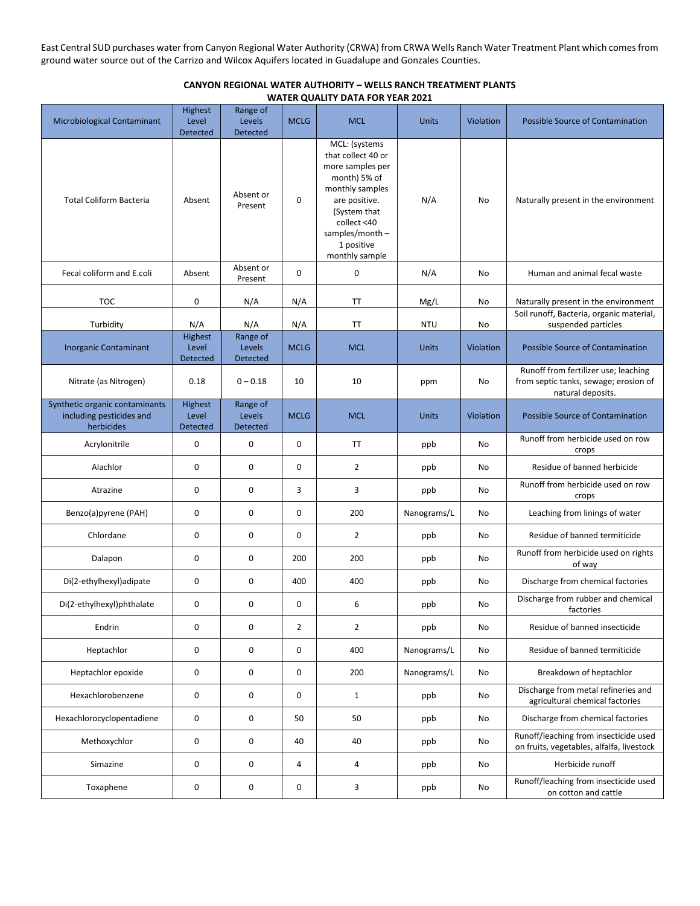East Central SUD purchases water from Canyon Regional Water Authority (CRWA) from CRWA Wells Ranch Water Treatment Plant which comes from ground water source out of the Carrizo and Wilcox Aquifers located in Guadalupe and Gonzales Counties.

**CANYON REGIONAL WATER AUTHORITY – WELLS RANCH TREATMENT PLANTS**
**WATER QUALITY DATA FOR YEAR 2021**

| Microbiological Contaminant | Highest Level Detected | Range of Levels Detected | MCLG | MCL | Units | Violation | Possible Source of Contamination |
|---|---|---|---|---|---|---|---|
| Total Coliform Bacteria | Absent | Absent or Present | 0 | MCL: (systems that collect 40 or more samples per month) 5% of monthly samples are positive. (System that collect <40 samples/month – 1 positive monthly sample | N/A | No | Naturally present in the environment |
| Fecal coliform and E.coli | Absent | Absent or Present | 0 | 0 | N/A | No | Human and animal fecal waste |
| TOC | 0 | N/A | N/A | TT | Mg/L | No | Naturally present in the environment |
| Turbidity | N/A | N/A | N/A | TT | NTU | No | Soil runoff, Bacteria, organic material, suspended particles |
| **Inorganic Contaminant** | **Highest Level Detected** | **Range of Levels Detected** | **MCLG** | **MCL** | **Units** | **Violation** | **Possible Source of Contamination** |
| Nitrate (as Nitrogen) | 0.18 | 0 – 0.18 | 10 | 10 | ppm | No | Runoff from fertilizer use; leaching from septic tanks, sewage; erosion of natural deposits. |
| **Synthetic organic contaminants including pesticides and herbicides** | **Highest Level Detected** | **Range of Levels Detected** | **MCLG** | **MCL** | **Units** | **Violation** | **Possible Source of Contamination** |
| Acrylonitrile | 0 | 0 | 0 | TT | ppb | No | Runoff from herbicide used on row crops |
| Alachlor | 0 | 0 | 0 | 2 | ppb | No | Residue of banned herbicide |
| Atrazine | 0 | 0 | 3 | 3 | ppb | No | Runoff from herbicide used on row crops |
| Benzo(a)pyrene (PAH) | 0 | 0 | 0 | 200 | Nanograms/L | No | Leaching from linings of water |
| Chlordane | 0 | 0 | 0 | 2 | ppb | No | Residue of banned termiticide |
| Dalapon | 0 | 0 | 200 | 200 | ppb | No | Runoff from herbicide used on rights of way |
| Di(2-ethylhexyl)adipate | 0 | 0 | 400 | 400 | ppb | No | Discharge from chemical factories |
| Di(2-ethylhexyl)phthalate | 0 | 0 | 0 | 6 | ppb | No | Discharge from rubber and chemical factories |
| Endrin | 0 | 0 | 2 | 2 | ppb | No | Residue of banned insecticide |
| Heptachlor | 0 | 0 | 0 | 400 | Nanograms/L | No | Residue of banned termiticide |
| Heptachlor epoxide | 0 | 0 | 0 | 200 | Nanograms/L | No | Breakdown of heptachlor |
| Hexachlorobenzene | 0 | 0 | 0 | 1 | ppb | No | Discharge from metal refineries and agricultural chemical factories |
| Hexachlorocyclopentadiene | 0 | 0 | 50 | 50 | ppb | No | Discharge from chemical factories |
| Methoxychlor | 0 | 0 | 40 | 40 | ppb | No | Runoff/leaching from insecticide used on fruits, vegetables, alfalfa, livestock |
| Simazine | 0 | 0 | 4 | 4 | ppb | No | Herbicide runoff |
| Toxaphene | 0 | 0 | 0 | 3 | ppb | No | Runoff/leaching from insecticide used on cotton and cattle |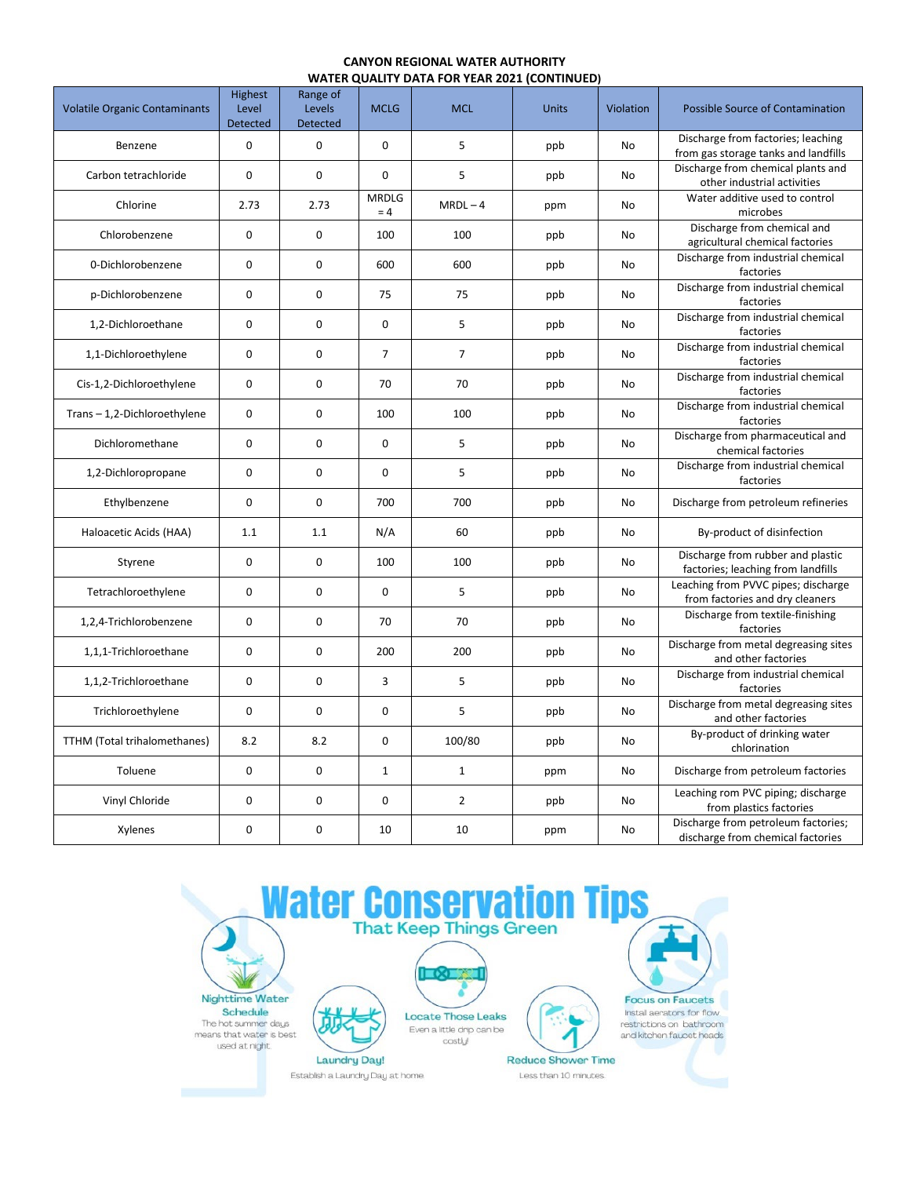**CANYON REGIONAL WATER AUTHORITY**
**WATER QUALITY DATA FOR YEAR 2021 (CONTINUED)**

| Volatile Organic Contaminants | Highest Level Detected | Range of Levels Detected | MCLG | MCL | Units | Violation | Possible Source of Contamination |
|---|---|---|---|---|---|---|---|
| Benzene | 0 | 0 | 0 | 5 | ppb | No | Discharge from factories; leaching from gas storage tanks and landfills |
| Carbon tetrachloride | 0 | 0 | 0 | 5 | ppb | No | Discharge from chemical plants and other industrial activities |
| Chlorine | 2.73 | 2.73 | MRDLG = 4 | MRDL – 4 | ppm | No | Water additive used to control microbes |
| Chlorobenzene | 0 | 0 | 100 | 100 | ppb | No | Discharge from chemical and agricultural chemical factories |
| 0-Dichlorobenzene | 0 | 0 | 600 | 600 | ppb | No | Discharge from industrial chemical factories |
| p-Dichlorobenzene | 0 | 0 | 75 | 75 | ppb | No | Discharge from industrial chemical factories |
| 1,2-Dichloroethane | 0 | 0 | 0 | 5 | ppb | No | Discharge from industrial chemical factories |
| 1,1-Dichloroethylene | 0 | 0 | 7 | 7 | ppb | No | Discharge from industrial chemical factories |
| Cis-1,2-Dichloroethylene | 0 | 0 | 70 | 70 | ppb | No | Discharge from industrial chemical factories |
| Trans – 1,2-Dichloroethylene | 0 | 0 | 100 | 100 | ppb | No | Discharge from industrial chemical factories |
| Dichloromethane | 0 | 0 | 0 | 5 | ppb | No | Discharge from pharmaceutical and chemical factories |
| 1,2-Dichloropropane | 0 | 0 | 0 | 5 | ppb | No | Discharge from industrial chemical factories |
| Ethylbenzene | 0 | 0 | 700 | 700 | ppb | No | Discharge from petroleum refineries |
| Haloacetic Acids (HAA) | 1.1 | 1.1 | N/A | 60 | ppb | No | By-product of disinfection |
| Styrene | 0 | 0 | 100 | 100 | ppb | No | Discharge from rubber and plastic factories; leaching from landfills |
| Tetrachloroethylene | 0 | 0 | 0 | 5 | ppb | No | Leaching from PVVC pipes; discharge from factories and dry cleaners |
| 1,2,4-Trichlorobenzene | 0 | 0 | 70 | 70 | ppb | No | Discharge from textile-finishing factories |
| 1,1,1-Trichloroethane | 0 | 0 | 200 | 200 | ppb | No | Discharge from metal degreasing sites and other factories |
| 1,1,2-Trichloroethane | 0 | 0 | 3 | 5 | ppb | No | Discharge from industrial chemical factories |
| Trichloroethylene | 0 | 0 | 0 | 5 | ppb | No | Discharge from metal degreasing sites and other factories |
| TTHM (Total trihalomethanes) | 8.2 | 8.2 | 0 | 100/80 | ppb | No | By-product of drinking water chlorination |
| Toluene | 0 | 0 | 1 | 1 | ppm | No | Discharge from petroleum factories |
| Vinyl Chloride | 0 | 0 | 0 | 2 | ppb | No | Leaching rom PVC piping; discharge from plastics factories |
| Xylenes | 0 | 0 | 10 | 10 | ppm | No | Discharge from petroleum factories; discharge from chemical factories |

# Water Conservation Tips

## That Keep Things Green

**Nighttime Water Schedule**
The hot summer days means that water is best used at night

**Laundry Day!**
Establish a Laundry Day at home

**Locate Those Leaks**
Even a little drip can be costly!

**Reduce Shower Time**
Less than 10 minutes.

**Focus on Faucets**
Install aerators for flow restrictions on bathroom and kitchen faucet heads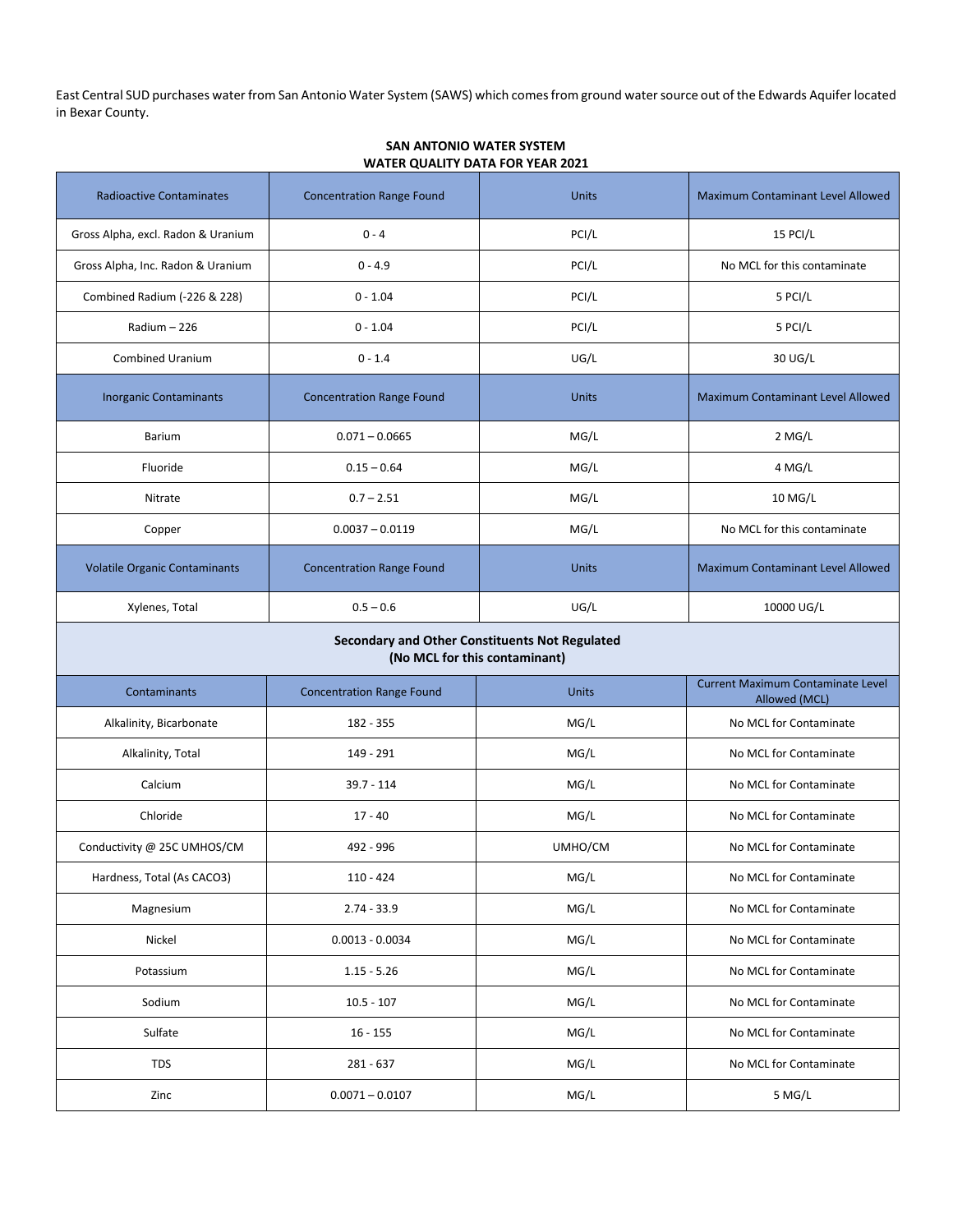East Central SUD purchases water from San Antonio Water System (SAWS) which comes from ground water source out of the Edwards Aquifer located in Bexar County.

**SAN ANTONIO WATER SYSTEM**
**WATER QUALITY DATA FOR YEAR 2021**

| Radioactive Contaminates | Concentration Range Found | Units | Maximum Contaminant Level Allowed |
|---|---|---|---|
| Gross Alpha, excl. Radon & Uranium | 0 - 4 | PCI/L | 15 PCI/L |
| Gross Alpha, Inc. Radon & Uranium | 0 - 4.9 | PCI/L | No MCL for this contaminate |
| Combined Radium (-226 & 228) | 0 - 1.04 | PCI/L | 5 PCI/L |
| Radium – 226 | 0 - 1.04 | PCI/L | 5 PCI/L |
| Combined Uranium | 0 - 1.4 | UG/L | 30 UG/L |
| **Inorganic Contaminants** | **Concentration Range Found** | **Units** | **Maximum Contaminant Level Allowed** |
| Barium | 0.071 – 0.0665 | MG/L | 2 MG/L |
| Fluoride | 0.15 – 0.64 | MG/L | 4 MG/L |
| Nitrate | 0.7 – 2.51 | MG/L | 10 MG/L |
| Copper | 0.0037 – 0.0119 | MG/L | No MCL for this contaminate |
| **Volatile Organic Contaminants** | **Concentration Range Found** | **Units** | **Maximum Contaminant Level Allowed** |
| Xylenes, Total | 0.5 – 0.6 | UG/L | 10000 UG/L |

**Secondary and Other Constituents Not Regulated**
**(No MCL for this contaminant)**

| Contaminants | Concentration Range Found | Units | Current Maximum Contaminate Level Allowed (MCL) |
|---|---|---|---|
| Alkalinity, Bicarbonate | 182 - 355 | MG/L | No MCL for Contaminate |
| Alkalinity, Total | 149 - 291 | MG/L | No MCL for Contaminate |
| Calcium | 39.7 - 114 | MG/L | No MCL for Contaminate |
| Chloride | 17 - 40 | MG/L | No MCL for Contaminate |
| Conductivity @ 25C UMHOS/CM | 492 - 996 | UMHO/CM | No MCL for Contaminate |
| Hardness, Total (As CACO3) | 110 - 424 | MG/L | No MCL for Contaminate |
| Magnesium | 2.74 - 33.9 | MG/L | No MCL for Contaminate |
| Nickel | 0.0013 - 0.0034 | MG/L | No MCL for Contaminate |
| Potassium | 1.15 - 5.26 | MG/L | No MCL for Contaminate |
| Sodium | 10.5 - 107 | MG/L | No MCL for Contaminate |
| Sulfate | 16 - 155 | MG/L | No MCL for Contaminate |
| TDS | 281 - 637 | MG/L | No MCL for Contaminate |
| Zinc | 0.0071 – 0.0107 | MG/L | 5 MG/L |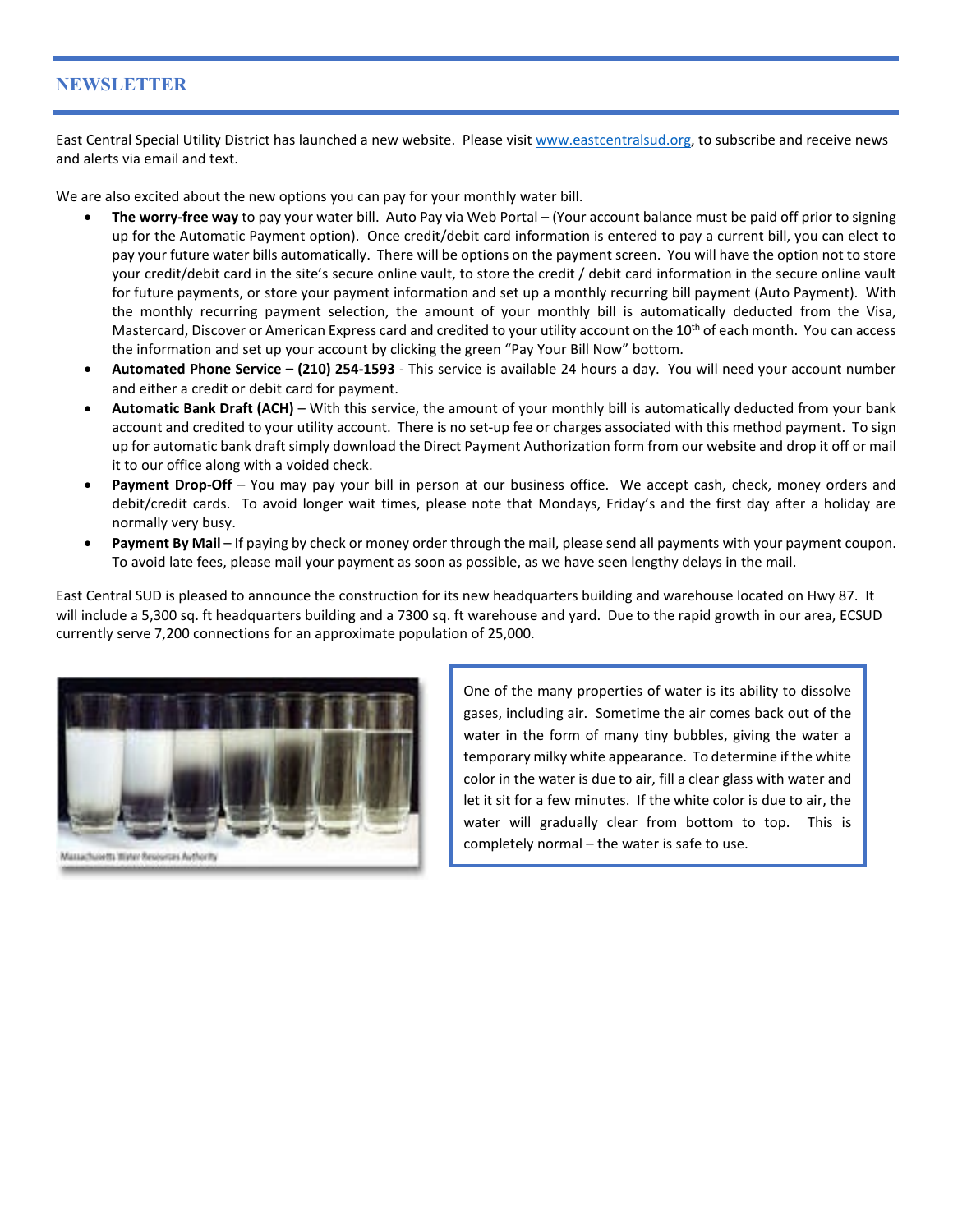## NEWSLETTER

East Central Special Utility District has launched a new website. Please visit www.eastcentralsud.org, to subscribe and receive news and alerts via email and text.

We are also excited about the new options you can pay for your monthly water bill.

- **The worry-free way** to pay your water bill. Auto Pay via Web Portal – (Your account balance must be paid off prior to signing up for the Automatic Payment option). Once credit/debit card information is entered to pay a current bill, you can elect to pay your future water bills automatically. There will be options on the payment screen. You will have the option not to store your credit/debit card in the site's secure online vault, to store the credit / debit card information in the secure online vault for future payments, or store your payment information and set up a monthly recurring bill payment (Auto Payment). With the monthly recurring payment selection, the amount of your monthly bill is automatically deducted from the Visa, Mastercard, Discover or American Express card and credited to your utility account on the 10th of each month. You can access the information and set up your account by clicking the green "Pay Your Bill Now" bottom.
- **Automated Phone Service – (210) 254-1593** - This service is available 24 hours a day. You will need your account number and either a credit or debit card for payment.
- **Automatic Bank Draft (ACH)** – With this service, the amount of your monthly bill is automatically deducted from your bank account and credited to your utility account. There is no set-up fee or charges associated with this method payment. To sign up for automatic bank draft simply download the Direct Payment Authorization form from our website and drop it off or mail it to our office along with a voided check.
- **Payment Drop-Off** – You may pay your bill in person at our business office. We accept cash, check, money orders and debit/credit cards. To avoid longer wait times, please note that Mondays, Friday's and the first day after a holiday are normally very busy.
- **Payment By Mail** – If paying by check or money order through the mail, please send all payments with your payment coupon. To avoid late fees, please mail your payment as soon as possible, as we have seen lengthy delays in the mail.

East Central SUD is pleased to announce the construction for its new headquarters building and warehouse located on Hwy 87. It will include a 5,300 sq. ft headquarters building and a 7300 sq. ft warehouse and yard. Due to the rapid growth in our area, ECSUD currently serve 7,200 connections for an approximate population of 25,000.

Massachusetts Water Resources Authority

One of the many properties of water is its ability to dissolve gases, including air. Sometime the air comes back out of the water in the form of many tiny bubbles, giving the water a temporary milky white appearance. To determine if the white color in the water is due to air, fill a clear glass with water and let it sit for a few minutes. If the white color is due to air, the water will gradually clear from bottom to top. This is completely normal – the water is safe to use.